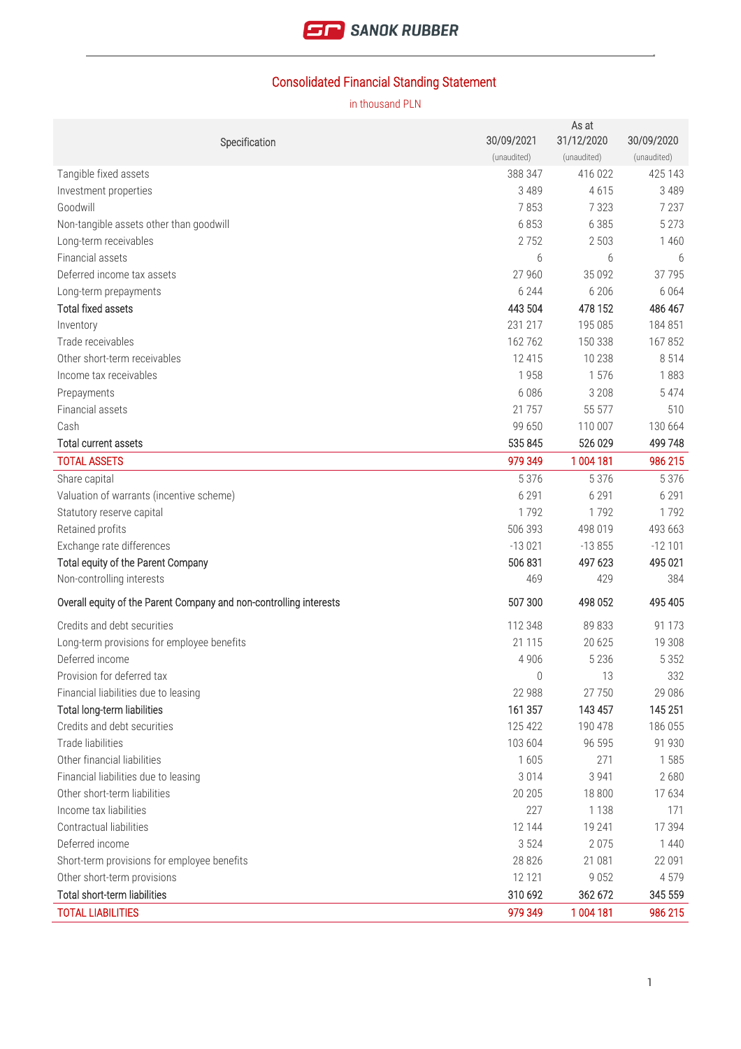# Consolidated Financial Standing Statement

in thousand PLN

| Specification | 30/09/2021 (unaudited) | As at 31/12/2020 (unaudited) | 30/09/2020 (unaudited) |
|---|---|---|---|
| Tangible fixed assets | 388 347 | 416 022 | 425 143 |
| Investment properties | 3 489 | 4 615 | 3 489 |
| Goodwill | 7 853 | 7 323 | 7 237 |
| Non-tangible assets other than goodwill | 6 853 | 6 385 | 5 273 |
| Long-term receivables | 2 752 | 2 503 | 1 460 |
| Financial assets | 6 | 6 | 6 |
| Deferred income tax assets | 27 960 | 35 092 | 37 795 |
| Long-term prepayments | 6 244 | 6 206 | 6 064 |
| **Total fixed assets** | **443 504** | **478 152** | **486 467** |
| Inventory | 231 217 | 195 085 | 184 851 |
| Trade receivables | 162 762 | 150 338 | 167 852 |
| Other short-term receivables | 12 415 | 10 238 | 8 514 |
| Income tax receivables | 1 958 | 1 576 | 1 883 |
| Prepayments | 6 086 | 3 208 | 5 474 |
| Financial assets | 21 757 | 55 577 | 510 |
| Cash | 99 650 | 110 007 | 130 664 |
| **Total current assets** | **535 845** | **526 029** | **499 748** |
| TOTAL ASSETS | 979 349 | 1 004 181 | 986 215 |
| Share capital | 5 376 | 5 376 | 5 376 |
| Valuation of warrants (incentive scheme) | 6 291 | 6 291 | 6 291 |
| Statutory reserve capital | 1 792 | 1 792 | 1 792 |
| Retained profits | 506 393 | 498 019 | 493 663 |
| Exchange rate differences | -13 021 | -13 855 | -12 101 |
| **Total equity of the Parent Company** | **506 831** | **497 623** | **495 021** |
| Non-controlling interests | 469 | 429 | 384 |
| **Overall equity of the Parent Company and non-controlling interests** | **507 300** | **498 052** | **495 405** |
| Credits and debt securities | 112 348 | 89 833 | 91 173 |
| Long-term provisions for employee benefits | 21 115 | 20 625 | 19 308 |
| Deferred income | 4 906 | 5 236 | 5 352 |
| Provision for deferred tax | 0 | 13 | 332 |
| Financial liabilities due to leasing | 22 988 | 27 750 | 29 086 |
| **Total long-term liabilities** | **161 357** | **143 457** | **145 251** |
| Credits and debt securities | 125 422 | 190 478 | 186 055 |
| Trade liabilities | 103 604 | 96 595 | 91 930 |
| Other financial liabilities | 1 605 | 271 | 1 585 |
| Financial liabilities due to leasing | 3 014 | 3 941 | 2 680 |
| Other short-term liabilities | 20 205 | 18 800 | 17 634 |
| Income tax liabilities | 227 | 1 138 | 171 |
| Contractual liabilities | 12 144 | 19 241 | 17 394 |
| Deferred income | 3 524 | 2 075 | 1 440 |
| Short-term provisions for employee benefits | 28 826 | 21 081 | 22 091 |
| Other short-term provisions | 12 121 | 9 052 | 4 579 |
| **Total short-term liabilities** | **310 692** | **362 672** | **345 559** |
| TOTAL LIABILITIES | 979 349 | 1 004 181 | 986 215 |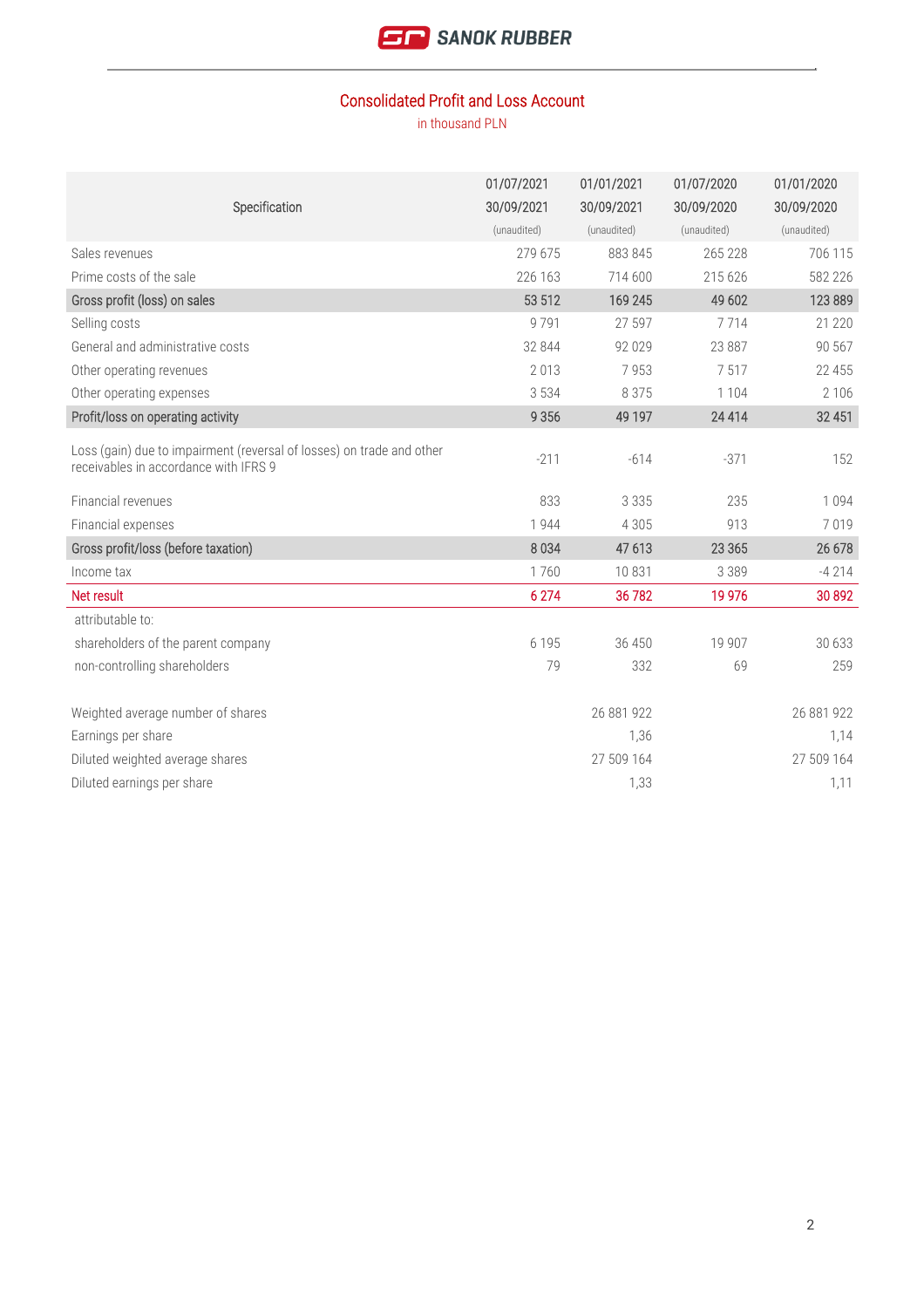# Consolidated Profit and Loss Account

in thousand PLN

| Specification | 01/07/2021 30/09/2021 (unaudited) | 01/01/2021 30/09/2021 (unaudited) | 01/07/2020 30/09/2020 (unaudited) | 01/01/2020 30/09/2020 (unaudited) |
|---|---|---|---|---|
| Sales revenues | 279 675 | 883 845 | 265 228 | 706 115 |
| Prime costs of the sale | 226 163 | 714 600 | 215 626 | 582 226 |
| **Gross profit (loss) on sales** | **53 512** | **169 245** | **49 602** | **123 889** |
| Selling costs | 9 791 | 27 597 | 7 714 | 21 220 |
| General and administrative costs | 32 844 | 92 029 | 23 887 | 90 567 |
| Other operating revenues | 2 013 | 7 953 | 7 517 | 22 455 |
| Other operating expenses | 3 534 | 8 375 | 1 104 | 2 106 |
| **Profit/loss on operating activity** | **9 356** | **49 197** | **24 414** | **32 451** |
| Loss (gain) due to impairment (reversal of losses) on trade and other receivables in accordance with IFRS 9 | -211 | -614 | -371 | 152 |
| Financial revenues | 833 | 3 335 | 235 | 1 094 |
| Financial expenses | 1 944 | 4 305 | 913 | 7 019 |
| **Gross profit/loss (before taxation)** | **8 034** | **47 613** | **23 365** | **26 678** |
| Income tax | 1 760 | 10 831 | 3 389 | -4 214 |
| **Net result** | **6 274** | **36 782** | **19 976** | **30 892** |
| attributable to: | | | | |
| shareholders of the parent company | 6 195 | 36 450 | 19 907 | 30 633 |
| non-controlling shareholders | 79 | 332 | 69 | 259 |
| | | | | |
| Weighted average number of shares | | 26 881 922 | | 26 881 922 |
| Earnings per share | | 1,36 | | 1,14 |
| Diluted weighted average shares | | 27 509 164 | | 27 509 164 |
| Diluted earnings per share | | 1,33 | | 1,11 |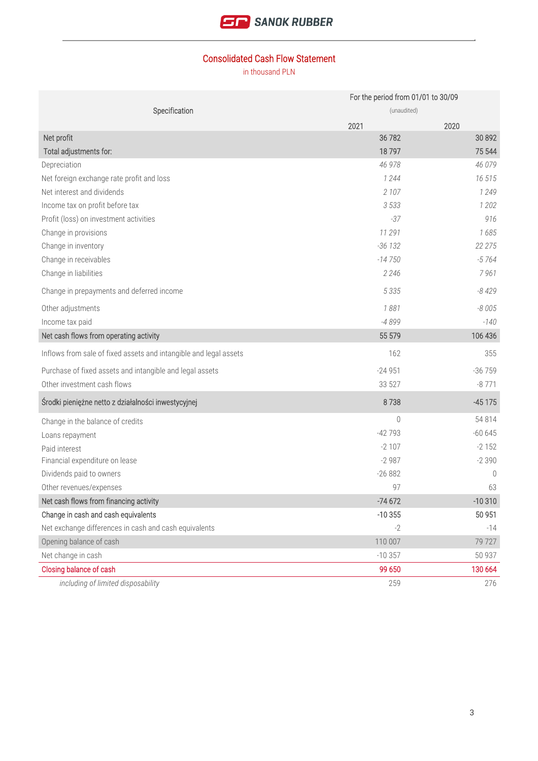# Consolidated Cash Flow Statement

in thousand PLN

| Specification | For the period from 01/01 to 30/09 (unaudited) | |
|---|---|---|
| | 2021 | 2020 |
| Net profit | 36 782 | 30 892 |
| Total adjustments for: | 18 797 | 75 544 |
| Depreciation | *46 978* | *46 079* |
| Net foreign exchange rate profit and loss | *1 244* | *16 515* |
| Net interest and dividends | *2 107* | *1 249* |
| Income tax on profit before tax | *3 533* | *1 202* |
| Profit (loss) on investment activities | *-37* | *916* |
| Change in provisions | *11 291* | *1 685* |
| Change in inventory | *-36 132* | *22 275* |
| Change in receivables | *-14 750* | *-5 764* |
| Change in liabilities | *2 246* | *7 961* |
| Change in prepayments and deferred income | *5 335* | *-8 429* |
| Other adjustments | *1 881* | *-8 005* |
| Income tax paid | *-4 899* | *-140* |
| Net cash flows from operating activity | 55 579 | 106 436 |
| Inflows from sale of fixed assets and intangible and legal assets | 162 | 355 |
| Purchase of fixed assets and intangible and legal assets | -24 951 | -36 759 |
| Other investment cash flows | 33 527 | -8 771 |
| Środki pieniężne netto z działalności inwestycyjnej | 8 738 | -45 175 |
| Change in the balance of credits | 0 | 54 814 |
| Loans repayment | -42 793 | -60 645 |
| Paid interest | -2 107 | -2 152 |
| Financial expenditure on lease | -2 987 | -2 390 |
| Dividends paid to owners | -26 882 | 0 |
| Other revenues/expenses | 97 | 63 |
| Net cash flows from financing activity | -74 672 | -10 310 |
| Change in cash and cash equivalents | -10 355 | 50 951 |
| Net exchange differences in cash and cash equivalents | -2 | -14 |
| Opening balance of cash | 110 007 | 79 727 |
| Net change in cash | -10 357 | 50 937 |
| Closing balance of cash | 99 650 | 130 664 |
| *including of limited disposability* | 259 | 276 |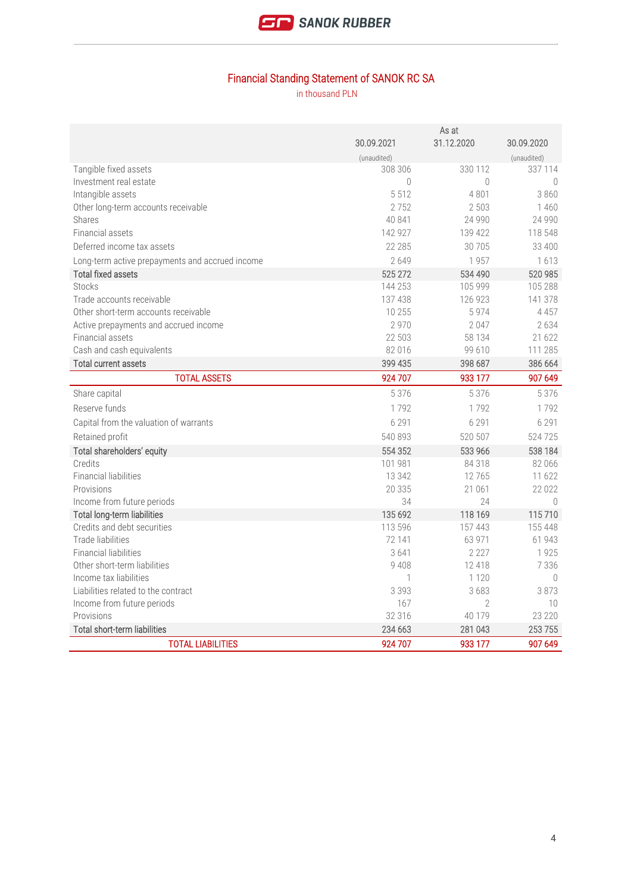## Financial Standing Statement of SANOK RC SA

in thousand PLN

| | As at | | |
|---|---|---|---|
| | 30.09.2021 | 31.12.2020 | 30.09.2020 |
| | (unaudited) | | (unaudited) |
| Tangible fixed assets | 308 306 | 330 112 | 337 114 |
| Investment real estate | 0 | 0 | 0 |
| Intangible assets | 5 512 | 4 801 | 3 860 |
| Other long-term accounts receivable | 2 752 | 2 503 | 1 460 |
| Shares | 40 841 | 24 990 | 24 990 |
| Financial assets | 142 927 | 139 422 | 118 548 |
| Deferred income tax assets | 22 285 | 30 705 | 33 400 |
| Long-term active prepayments and accrued income | 2 649 | 1 957 | 1 613 |
| Total fixed assets | 525 272 | 534 490 | 520 985 |
| Stocks | 144 253 | 105 999 | 105 288 |
| Trade accounts receivable | 137 438 | 126 923 | 141 378 |
| Other short-term accounts receivable | 10 255 | 5 974 | 4 457 |
| Active prepayments and accrued income | 2 970 | 2 047 | 2 634 |
| Financial assets | 22 503 | 58 134 | 21 622 |
| Cash and cash equivalents | 82 016 | 99 610 | 111 285 |
| Total current assets | 399 435 | 398 687 | 386 664 |
| TOTAL ASSETS | 924 707 | 933 177 | 907 649 |
| Share capital | 5 376 | 5 376 | 5 376 |
| Reserve funds | 1 792 | 1 792 | 1 792 |
| Capital from the valuation of warrants | 6 291 | 6 291 | 6 291 |
| Retained profit | 540 893 | 520 507 | 524 725 |
| Total shareholders' equity | 554 352 | 533 966 | 538 184 |
| Credits | 101 981 | 84 318 | 82 066 |
| Financial liabilities | 13 342 | 12 765 | 11 622 |
| Provisions | 20 335 | 21 061 | 22 022 |
| Income from future periods | 34 | 24 | 0 |
| Total long-term liabilities | 135 692 | 118 169 | 115 710 |
| Credits and debt securities | 113 596 | 157 443 | 155 448 |
| Trade liabilities | 72 141 | 63 971 | 61 943 |
| Financial liabilities | 3 641 | 2 227 | 1 925 |
| Other short-term liabilities | 9 408 | 12 418 | 7 336 |
| Income tax liabilities | 1 | 1 120 | 0 |
| Liabilities related to the contract | 3 393 | 3 683 | 3 873 |
| Income from future periods | 167 | 2 | 10 |
| Provisions | 32 316 | 40 179 | 23 220 |
| Total short-term liabilities | 234 663 | 281 043 | 253 755 |
| TOTAL LIABILITIES | 924 707 | 933 177 | 907 649 |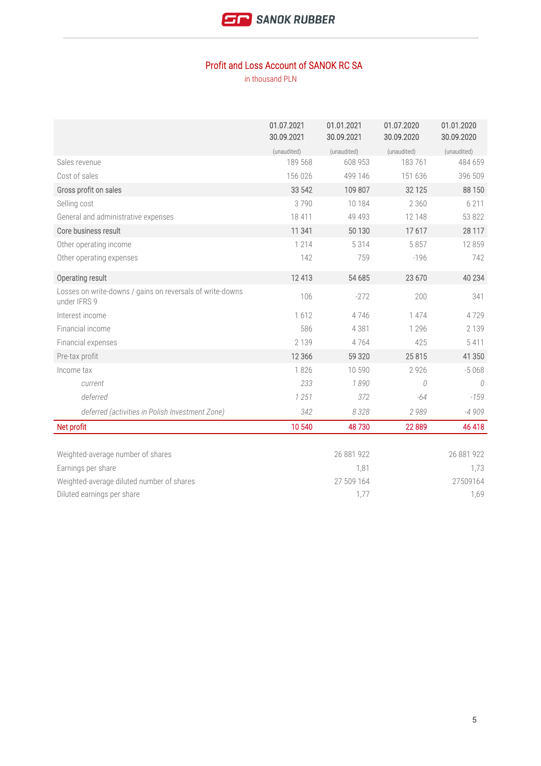## Profit and Loss Account of SANOK RC SA

in thousand PLN

| | 01.07.2021<br>30.09.2021<br>(unaudited) | 01.01.2021<br>30.09.2021<br>(unaudited) | 01.07.2020<br>30.09.2020<br>(unaudited) | 01.01.2020<br>30.09.2020<br>(unaudited) |
|---|---|---|---|---|
| Sales revenue | 189 568 | 608 953 | 183 761 | 484 659 |
| Cost of sales | 156 026 | 499 146 | 151 636 | 396 509 |
| Gross profit on sales | 33 542 | 109 807 | 32 125 | 88 150 |
| Selling cost | 3 790 | 10 184 | 2 360 | 6 211 |
| General and administrative expenses | 18 411 | 49 493 | 12 148 | 53 822 |
| Core business result | 11 341 | 50 130 | 17 617 | 28 117 |
| Other operating income | 1 214 | 5 314 | 5 857 | 12 859 |
| Other operating expenses | 142 | 759 | -196 | 742 |
| Operating result | 12 413 | 54 685 | 23 670 | 40 234 |
| Losses on write-downs / gains on reversals of write-downs under IFRS 9 | 106 | -272 | 200 | 341 |
| Interest income | 1 612 | 4 746 | 1 474 | 4 729 |
| Financial income | 586 | 4 381 | 1 296 | 2 139 |
| Financial expenses | 2 139 | 4 764 | 425 | 5 411 |
| Pre-tax profit | 12 366 | 59 320 | 25 815 | 41 350 |
| Income tax | 1 826 | 10 590 | 2 926 | -5 068 |
| *current* | *233* | *1 890* | *0* | *0* |
| *deferred* | *1 251* | *372* | *-64* | *-159* |
| *deferred (activities in Polish Investment Zone)* | *342* | *8 328* | *2 989* | *-4 909* |
| **Net profit** | **10 540** | **48 730** | **22 889** | **46 418** |
| | | | | |
| Weighted-average number of shares | | 26 881 922 | | 26 881 922 |
| Earnings per share | | 1,81 | | 1,73 |
| Weighted-average diluted number of shares | | 27 509 164 | | 27509164 |
| Diluted earnings per share | | 1,77 | | 1,69 |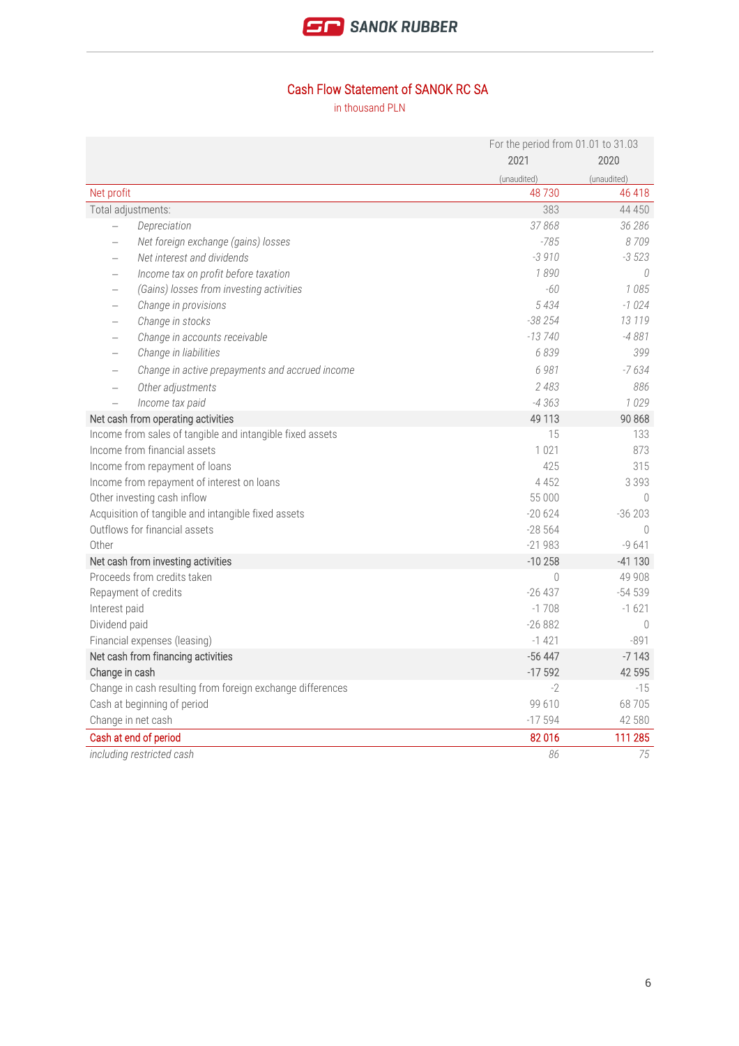## Cash Flow Statement of SANOK RC SA

in thousand PLN

| | For the period from 01.01 to 31.03 | |
|---|---|---|
| | 2021 | 2020 |
| | (unaudited) | (unaudited) |
| Net profit | 48 730 | 46 418 |
| Total adjustments: | 383 | 44 450 |
| – *Depreciation* | *37 868* | *36 286* |
| – *Net foreign exchange (gains) losses* | *-785* | *8 709* |
| – *Net interest and dividends* | *-3 910* | *-3 523* |
| – *Income tax on profit before taxation* | *1 890* | *0* |
| – *(Gains) losses from investing activities* | *-60* | *1 085* |
| – *Change in provisions* | *5 434* | *-1 024* |
| – *Change in stocks* | *-38 254* | *13 119* |
| – *Change in accounts receivable* | *-13 740* | *-4 881* |
| – *Change in liabilities* | *6 839* | *399* |
| – *Change in active prepayments and accrued income* | *6 981* | *-7 634* |
| – *Other adjustments* | *2 483* | *886* |
| – *Income tax paid* | *-4 363* | *1 029* |
| Net cash from operating activities | 49 113 | 90 868 |
| Income from sales of tangible and intangible fixed assets | 15 | 133 |
| Income from financial assets | 1 021 | 873 |
| Income from repayment of loans | 425 | 315 |
| Income from repayment of interest on loans | 4 452 | 3 393 |
| Other investing cash inflow | 55 000 | 0 |
| Acquisition of tangible and intangible fixed assets | -20 624 | -36 203 |
| Outflows for financial assets | -28 564 | 0 |
| Other | -21 983 | -9 641 |
| Net cash from investing activities | -10 258 | -41 130 |
| Proceeds from credits taken | 0 | 49 908 |
| Repayment of credits | -26 437 | -54 539 |
| Interest paid | -1 708 | -1 621 |
| Dividend paid | -26 882 | 0 |
| Financial expenses (leasing) | -1 421 | -891 |
| Net cash from financing activities | -56 447 | -7 143 |
| Change in cash | -17 592 | 42 595 |
| Change in cash resulting from foreign exchange differences | -2 | -15 |
| Cash at beginning of period | 99 610 | 68 705 |
| Change in net cash | -17 594 | 42 580 |
| Cash at end of period | 82 016 | 111 285 |
| *including restricted cash* | *86* | *75* |